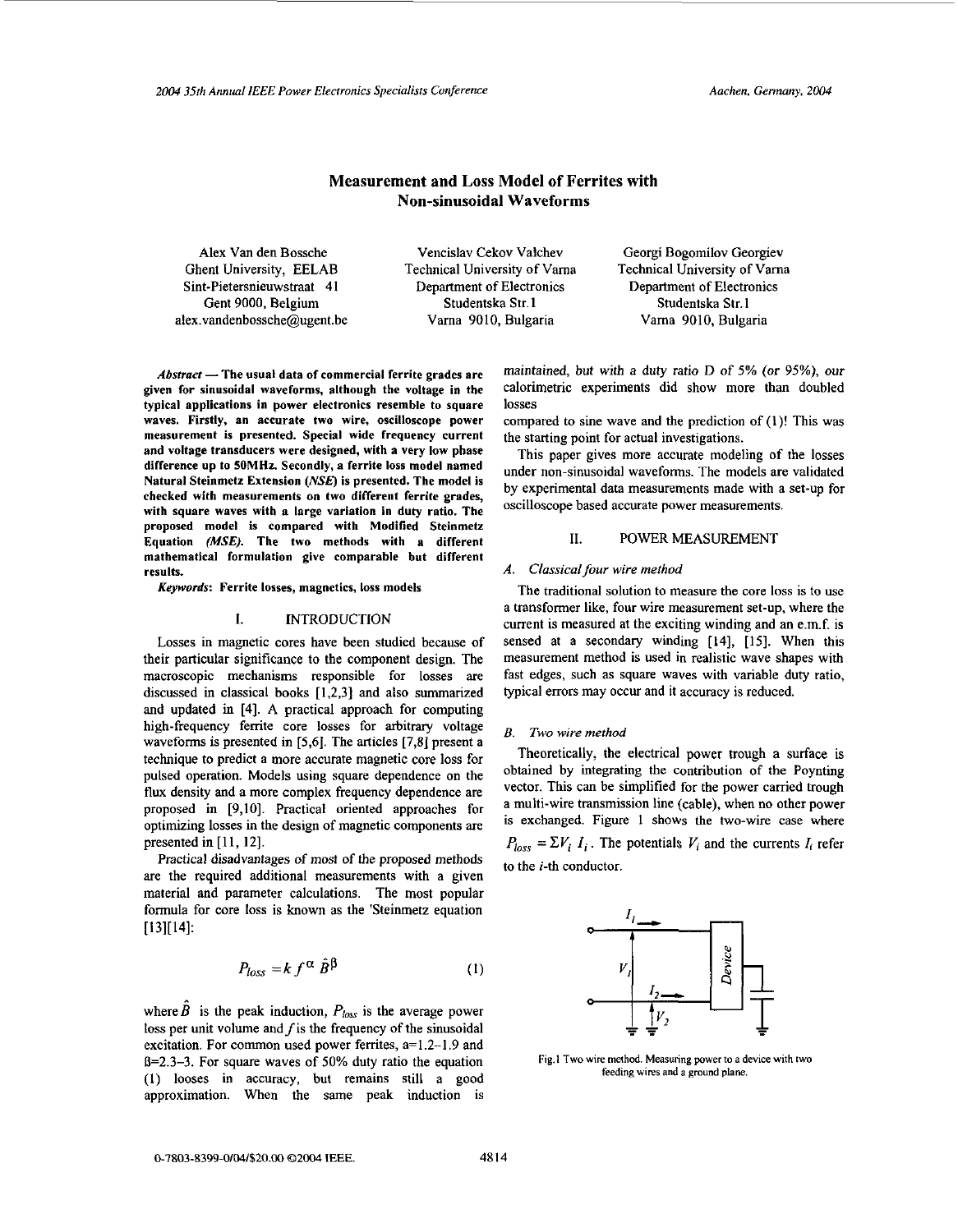# Measurement and Loss Model of Ferrites with Non-sinusoidal Waveforms

Alex Van den Bossche
Ghent University, EELAB
Sint-Pietersnieuwstraat 41
Gent 9000, Belgium
alex.vandenbossche@ugent.be

Vencislav Cekov Valchev
Technical University of Varna
Department of Electronics
Studentska Str.1
Varna 9010, Bulgaria

Georgi Bogomilov Georgiev
Technical University of Varna
Department of Electronics
Studentska Str.1
Varna 9010, Bulgaria

***Abstract*** **— The usual data of commercial ferrite grades are given for sinusoidal waveforms, although the voltage in the typical applications in power electronics resemble to square waves. Firstly, an accurate two wire, oscilloscope power measurement is presented. Special wide frequency current and voltage transducers were designed, with a very low phase difference up to 50MHz. Secondly, a ferrite loss model named Natural Steinmetz Extension *(NSE)* is presented. The model is checked with measurements on two different ferrite grades, with square waves with a large variation in duty ratio. The proposed model is compared with Modified Steinmetz Equation *(MSE)*. The two methods with a different mathematical formulation give comparable but different results.**

***Keywords*:** **Ferrite losses, magnetics, loss models**

## I. INTRODUCTION

Losses in magnetic cores have been studied because of their particular significance to the component design. The macroscopic mechanisms responsible for losses are discussed in classical books [1,2,3] and also summarized and updated in [4]. A practical approach for computing high-frequency ferrite core losses for arbitrary voltage waveforms is presented in [5,6]. The articles [7,8] present a technique to predict a more accurate magnetic core loss for pulsed operation. Models using square dependence on the flux density and a more complex frequency dependence are proposed in [9,10]. Practical oriented approaches for optimizing losses in the design of magnetic components are presented in [11, 12].

Practical disadvantages of most of the proposed methods are the required additional measurements with a given material and parameter calculations. The most popular formula for core loss is known as the 'Steinmetz equation [13][14]:

$$P_{loss} = k\, f^{\alpha}\, \hat{B}^{\beta} \tag{1}$$

where $\hat{B}$ is the peak induction, $P_{loss}$ is the average power loss per unit volume and $f$ is the frequency of the sinusoidal excitation. For common used power ferrites, a=1.2–1.9 and ß=2.3–3. For square waves of 50% duty ratio the equation (1) looses in accuracy, but remains still a good approximation. When the same peak induction is maintained, but with a duty ratio D of 5% (or 95%), our calorimetric experiments did show more than doubled losses compared to sine wave and the prediction of (1)! This was the starting point for actual investigations.

This paper gives more accurate modeling of the losses under non-sinusoidal waveforms. The models are validated by experimental data measurements made with a set-up for oscilloscope based accurate power measurements.

## II. POWER MEASUREMENT

### *A. Classical four wire method*

The traditional solution to measure the core loss is to use a transformer like, four wire measurement set-up, where the current is measured at the exciting winding and an e.m.f. is sensed at a secondary winding [14], [15]. When this measurement method is used in realistic wave shapes with fast edges, such as square waves with variable duty ratio, typical errors may occur and it accuracy is reduced.

### *B. Two wire method*

Theoretically, the electrical power trough a surface is obtained by integrating the contribution of the Poynting vector. This can be simplified for the power carried trough a multi-wire transmission line (cable), when no other power is exchanged. Figure 1 shows the two-wire case where $P_{loss} = \Sigma V_i\, I_i$. The potentials $V_i$ and the currents $I_i$ refer to the $i$-th conductor.

Fig.1 Two wire method. Measuring power to a device with two feeding wires and a ground plane.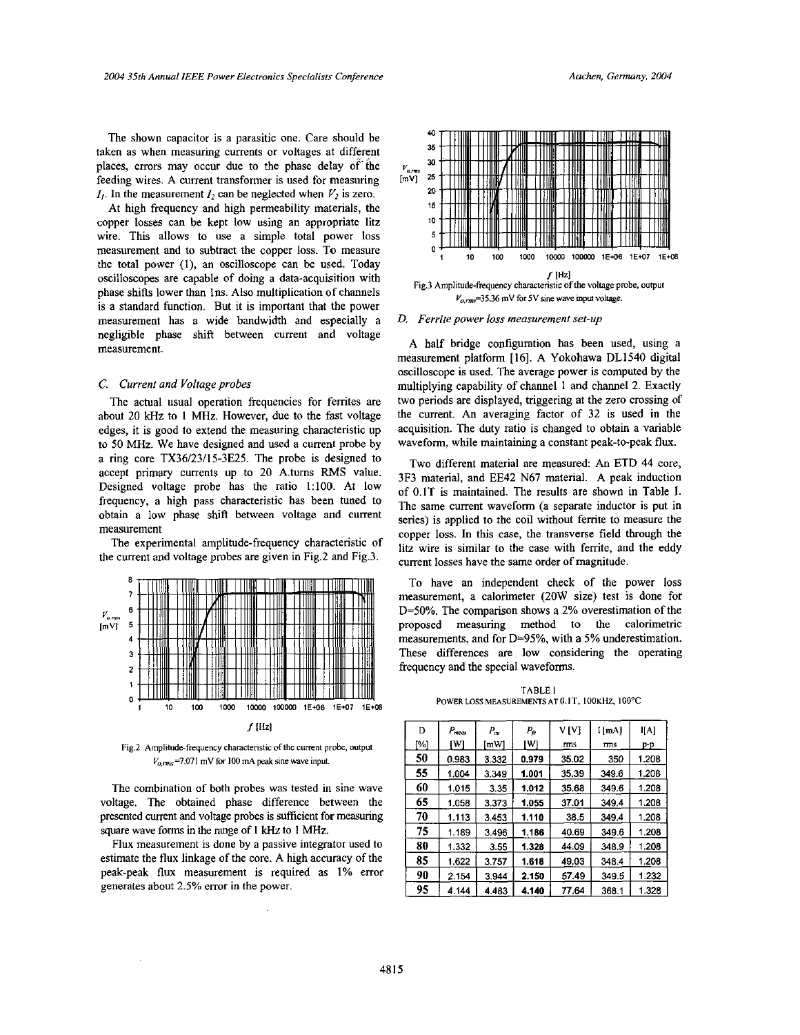The shown capacitor is a parasitic one. Care should be taken as when measuring currents or voltages at different places, errors may occur due to the phase delay of the feeding wires. A current transformer is used for measuring $I_1$. In the measurement $I_2$ can be neglected when $V_2$ is zero.

At high frequency and high permeability materials, the copper losses can be kept low using an appropriate litz wire. This allows to use a simple total power loss measurement and to subtract the copper loss. To measure the total power (1), an oscilloscope can be used. Today oscilloscopes are capable of doing a data-acquisition with phase shifts lower than 1ns. Also multiplication of channels is a standard function. But it is important that the power measurement has a wide bandwidth and especially a negligible phase shift between current and voltage measurement.

### C. Current and Voltage probes

The actual usual operation frequencies for ferrites are about 20 kHz to 1 MHz. However, due to the fast voltage edges, it is good to extend the measuring characteristic up to 50 MHz. We have designed and used a current probe by a ring core TX36/23/15-3E25. The probe is designed to accept primary currents up to 20 A.turns RMS value. Designed voltage probe has the ratio 1:100. At low frequency, a high pass characteristic has been tuned to obtain a low phase shift between voltage and current measurement

The experimental amplitude-frequency characteristic of the current and voltage probes are given in Fig.2 and Fig.3.

Fig.2 Amplitude-frequency characteristic of the current probe, output $V_{o,rms}$=7.071 mV for 100 mA peak sine wave input.

The combination of both probes was tested in sine wave voltage. The obtained phase difference between the presented current and voltage probes is sufficient for measuring square wave forms in the range of 1 kHz to 1 MHz.

Flux measurement is done by a passive integrator used to estimate the flux linkage of the core. A high accuracy of the peak-peak flux measurement is required as 1% error generates about 2.5% error in the power.

Fig.3 Amplitude-frequency characteristic of the voltage probe, output $V_{o,rms}$=35.36 mV for 5V sine wave input voltage.

### D. Ferrite power loss measurement set-up

A half bridge configuration has been used, using a measurement platform [16]. A Yokohawa DL1540 digital oscilloscope is used. The average power is computed by the multiplying capability of channel 1 and channel 2. Exactly two periods are displayed, triggering at the zero crossing of the current. An averaging factor of 32 is used in the acquisition. The duty ratio is changed to obtain a variable waveform, while maintaining a constant peak-to-peak flux.

Two different material are measured: An ETD 44 core, 3F3 material, and EE42 N67 material. A peak induction of 0.1T is maintained. The results are shown in Table I. The same current waveform (a separate inductor is put in series) is applied to the coil without ferrite to measure the copper loss. In this case, the transverse field through the litz wire is similar to the case with ferrite, and the eddy current losses have the same order of magnitude.

To have an independent check of the power loss measurement, a calorimeter (20W size) test is done for D=50%. The comparison shows a 2% overestimation of the proposed measuring method to the calorimetric measurements, and for D=95%, with a 5% underestimation. These differences are low considering the operating frequency and the special waveforms.

TABLE I
POWER LOSS MEASUREMENTS AT 0.1T, 100kHz, 100°C

| D [%] | $P_{meas}$ [W] | $P_{cu}$ [mW] | $P_{fe}$ [W] | V [V] rms | I [mA] rms | I[A] p-p |
|---|---|---|---|---|---|---|
| 50 | 0.983 | 3.332 | 0.979 | 35.02 | 350 | 1.208 |
| 55 | 1.004 | 3.349 | 1.001 | 35.39 | 349.6 | 1.208 |
| 60 | 1.015 | 3.35 | 1.012 | 35.68 | 349.6 | 1.208 |
| 65 | 1.058 | 3.373 | 1.055 | 37.01 | 349.4 | 1.208 |
| 70 | 1.113 | 3.453 | 1.110 | 38.5 | 349.4 | 1.208 |
| 75 | 1.189 | 3.496 | 1.186 | 40.69 | 349.6 | 1.208 |
| 80 | 1.332 | 3.55 | 1.328 | 44.09 | 348.9 | 1.208 |
| 85 | 1.622 | 3.757 | 1.618 | 49.03 | 348.4 | 1.208 |
| 90 | 2.154 | 3.944 | 2.150 | 57.49 | 349.5 | 1.232 |
| 95 | 4.144 | 4.483 | 4.140 | 77.64 | 368.1 | 1.328 |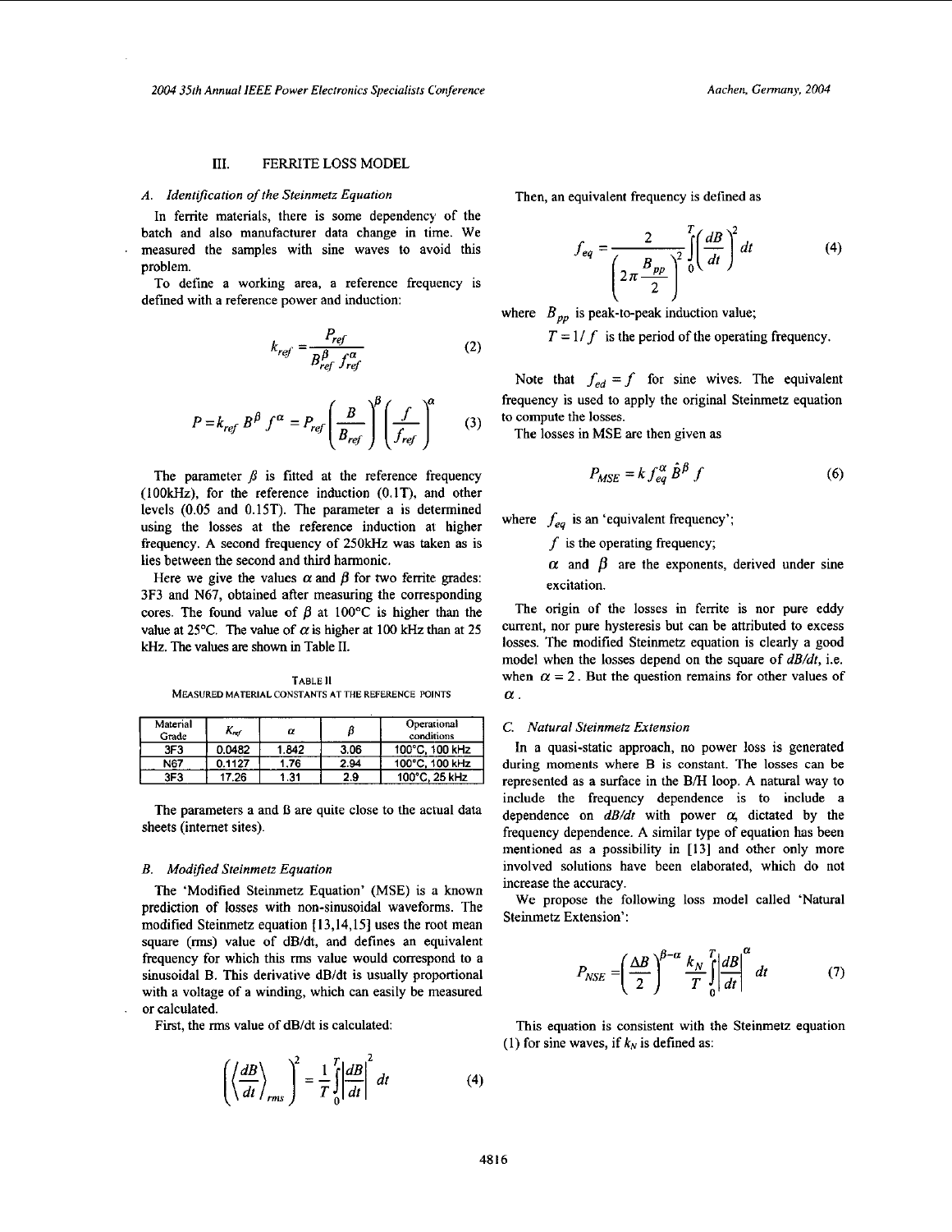## III. FERRITE LOSS MODEL

### A. Identification of the Steinmetz Equation

In ferrite materials, there is some dependency of the batch and also manufacturer data change in time. We measured the samples with sine waves to avoid this problem.

To define a working area, a reference frequency is defined with a reference power and induction:

$$k_{ref} = \frac{P_{ref}}{B_{ref}^{\beta} f_{ref}^{\alpha}} \tag{2}$$

$$P = k_{ref} B^{\beta} f^{\alpha} = P_{ref} \left( \frac{B}{B_{ref}} \right)^{\beta} \left( \frac{f}{f_{ref}} \right)^{\alpha} \tag{3}$$

The parameter $\beta$ is fitted at the reference frequency (100kHz), for the reference induction (0.1T), and other levels (0.05 and 0.15T). The parameter a is determined using the losses at the reference induction at higher frequency. A second frequency of 250kHz was taken as is lies between the second and third harmonic.

Here we give the values $\alpha$ and $\beta$ for two ferrite grades: 3F3 and N67, obtained after measuring the corresponding cores. The found value of $\beta$ at 100°C is higher than the value at 25°C. The value of $\alpha$ is higher at 100 kHz than at 25 kHz. The values are shown in Table II.

TABLE II
MEASURED MATERIAL CONSTANTS AT THE REFERENCE POINTS

| Material Grade | $K_{ref}$ | $\alpha$ | $\beta$ | Operational conditions |
|---|---|---|---|---|
| 3F3 | 0.0482 | 1.842 | 3.06 | 100°C, 100 kHz |
| N67 | 0.1127 | 1.76 | 2.94 | 100°C, 100 kHz |
| 3F3 | 17.26 | 1.31 | 2.9 | 100°C, 25 kHz |

The parameters a and ß are quite close to the actual data sheets (internet sites).

### B. Modified Steinmetz Equation

The 'Modified Steinmetz Equation' (MSE) is a known prediction of losses with non-sinusoidal waveforms. The modified Steinmetz equation [13,14,15] uses the root mean square (rms) value of dB/dt, and defines an equivalent frequency for which this rms value would correspond to a sinusoidal B. This derivative dB/dt is usually proportional with a voltage of a winding, which can easily be measured or calculated.

First, the rms value of dB/dt is calculated:

$$\left( \left\langle \frac{dB}{dt} \right\rangle_{rms} \right)^2 = \frac{1}{T} \int_0^T \left| \frac{dB}{dt} \right|^2 dt \tag{4}$$

Then, an equivalent frequency is defined as

$$f_{eq} = \frac{2}{\left( 2\pi \frac{B_{pp}}{2} \right)^2} \int_0^T \left( \frac{dB}{dt} \right)^2 dt \tag{4}$$

where $B_{pp}$ is peak-to-peak induction value;
$T = 1/f$ is the period of the operating frequency.

Note that $f_{ed} = f$ for sine wives. The equivalent frequency is used to apply the original Steinmetz equation to compute the losses.

The losses in MSE are then given as

$$P_{MSE} = k f_{eq}^{\alpha} \hat{B}^{\beta} f \tag{6}$$

where $f_{eq}$ is an 'equivalent frequency';
$f$ is the operating frequency;
$\alpha$ and $\beta$ are the exponents, derived under sine excitation.

The origin of the losses in ferrite is nor pure eddy current, nor pure hysteresis but can be attributed to excess losses. The modified Steinmetz equation is clearly a good model when the losses depend on the square of *dB/dt*, i.e. when $\alpha = 2$. But the question remains for other values of $\alpha$.

### C. Natural Steinmetz Extension

In a quasi-static approach, no power loss is generated during moments where B is constant. The losses can be represented as a surface in the B/H loop. A natural way to include the frequency dependence is to include a dependence on *dB/dt* with power $\alpha$, dictated by the frequency dependence. A similar type of equation has been mentioned as a possibility in [13] and other only more involved solutions have been elaborated, which do not increase the accuracy.

We propose the following loss model called 'Natural Steinmetz Extension':

$$P_{NSE} = \left( \frac{\Delta B}{2} \right)^{\beta - \alpha} \frac{k_N}{T} \int_0^T \left| \frac{dB}{dt} \right|^{\alpha} dt \tag{7}$$

This equation is consistent with the Steinmetz equation (1) for sine waves, if $k_N$ is defined as: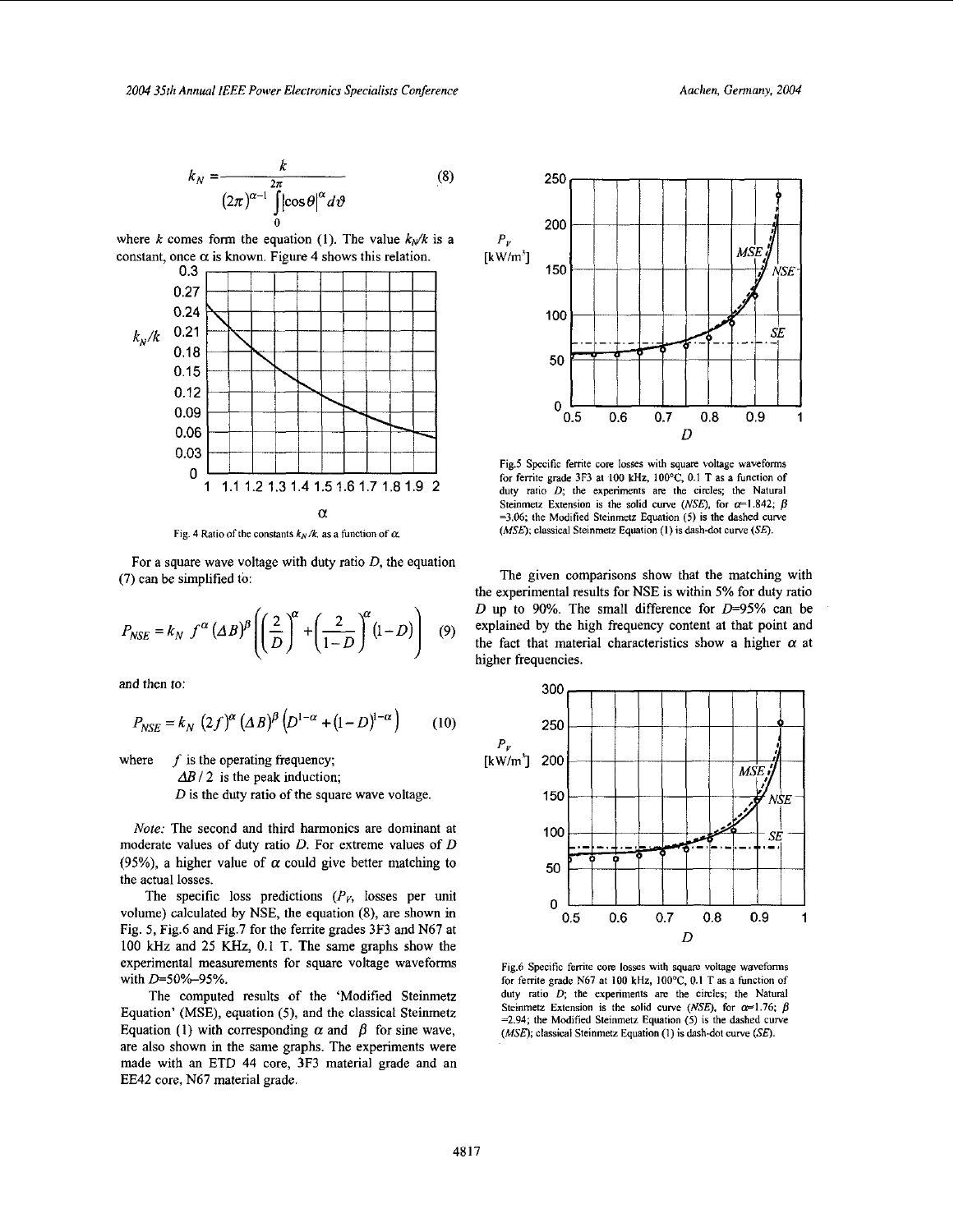$$k_N = \frac{k}{(2\pi)^{\alpha-1} \int_0^{2\pi} |\cos\theta|^{\alpha} d\vartheta} \qquad (8)$$

where $k$ comes form the equation (1). The value $k_N/k$ is a constant, once $\alpha$ is known. Figure 4 shows this relation.

Fig. 4 Ratio of the constants $k_N/k$ as a function of $\alpha$.

For a square wave voltage with duty ratio $D$, the equation (7) can be simplified to:

$$P_{NSE} = k_N \, f^{\alpha} (\Delta B)^{\beta} \left( \left(\frac{2}{D}\right)^{\alpha} + \left(\frac{2}{1-D}\right)^{\alpha} (1-D) \right) \qquad (9)$$

and then to:

$$P_{NSE} = k_N \, (2f)^{\alpha} (\Delta B)^{\beta} \left( D^{1-\alpha} + (1-D)^{1-\alpha} \right) \qquad (10)$$

where $f$ is the operating frequency;
$\Delta B / 2$ is the peak induction;
$D$ is the duty ratio of the square wave voltage.

*Note:* The second and third harmonics are dominant at moderate values of duty ratio $D$. For extreme values of $D$ (95%), a higher value of $\alpha$ could give better matching to the actual losses.

The specific loss predictions ($P_V$, losses per unit volume) calculated by NSE, the equation (8), are shown in Fig. 5, Fig.6 and Fig.7 for the ferrite grades 3F3 and N67 at 100 kHz and 25 KHz, 0.1 T. The same graphs show the experimental measurements for square voltage waveforms with $D$=50%–95%.

The computed results of the 'Modified Steinmetz Equation' (MSE), equation (5), and the classical Steinmetz Equation (1) with corresponding $\alpha$ and $\beta$ for sine wave, are also shown in the same graphs. The experiments were made with an ETD 44 core, 3F3 material grade and an EE42 core, N67 material grade.

Fig.5 Specific ferrite core losses with square voltage waveforms for ferrite grade 3F3 at 100 kHz, 100°C, 0.1 T as a function of duty ratio $D$; the experiments are the circles; the Natural Steinmetz Extension is the solid curve (*NSE*), for $\alpha$=1.842; $\beta$ =3.06; the Modified Steinmetz Equation (5) is the dashed curve (*MSE*); classical Steinmetz Equation (1) is dash-dot curve (*SE*).

The given comparisons show that the matching with the experimental results for NSE is within 5% for duty ratio $D$ up to 90%. The small difference for $D$=95% can be explained by the high frequency content at that point and the fact that material characteristics show a higher $\alpha$ at higher frequencies.

Fig.6 Specific ferrite core losses with square voltage waveforms for ferrite grade N67 at 100 kHz, 100°C, 0.1 T as a function of duty ratio $D$; the experiments are the circles; the Natural Steinmetz Extension is the solid curve (*NSE*), for $\alpha$=1.76; $\beta$ =2.94; the Modified Steinmetz Equation (5) is the dashed curve (*MSE*); classical Steinmetz Equation (1) is dash-dot curve (*SE*).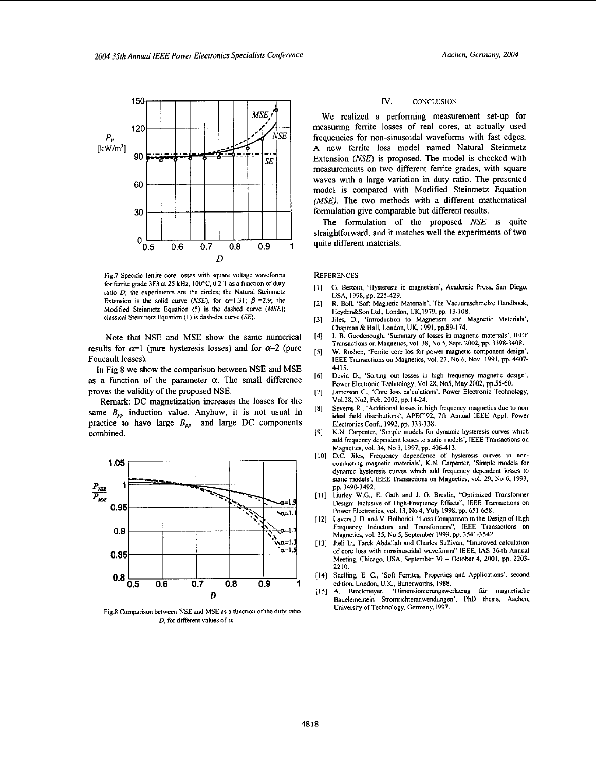150

120

$P_V$ [kW/m³]

90

60

30

0

0.5 0.6 0.7 0.8 0.9 1

$D$

MSE

NSE

SE

Fig.7 Specific ferrite core losses with square voltage waveforms for ferrite grade 3F3 at 25 kHz, 100°C, 0.2 T as a function of duty ratio $D$; the experiments are the circles; the Natural Steinmetz Extension is the solid curve (*NSE*), for $\alpha$=1.31; $\beta$ =2.9; the Modified Steinmetz Equation (5) is the dashed curve (*MSE*); classical Steinmetz Equation (1) is dash-dot curve (*SE*).

Note that NSE and MSE show the same numerical results for $\alpha$=1 (pure hysteresis losses) and for $\alpha$=2 (pure Foucault losses).

In Fig.8 we show the comparison between NSE and MSE as a function of the parameter $\alpha$. The small difference proves the validity of the proposed NSE.

Remark: DC magnetization increases the losses for the same $B_{pp}$ induction value. Anyhow, it is not usual in practice to have large $B_{pp}$ and large DC components combined.

1.05

$\frac{P_{NSE}}{P_{MSE}}$

1

0.95

0.9

0.85

0.8

0.5 0.6 0.7 0.8 0.9 1

$D$

$\alpha$=1.9

$\alpha$=1.1

$\alpha$=1.7

$\alpha$=1.3

$\alpha$=1.5

Fig.8 Comparison between NSE and MSE as a function of the duty ratio $D$, for different values of $\alpha$

## IV. CONCLUSION

We realized a performing measurement set-up for measuring ferrite losses of real cores, at actually used frequencies for non-sinusoidal waveforms with fast edges. A new ferrite loss model named Natural Steinmetz Extension (*NSE*) is proposed. The model is checked with measurements on two different ferrite grades, with square waves with a large variation in duty ratio. The presented model is compared with Modified Steinmetz Equation (*MSE*). The two methods with a different mathematical formulation give comparable but different results.

The formulation of the proposed *NSE* is quite straightforward, and it matches well the experiments of two quite different materials.

## REFERENCES

[1] G. Bertotti, 'Hysteresis in magnetism', Academic Press, San Diego, USA, 1998, pp. 225-429.

[2] R. Boll, 'Soft Magnetic Materials', The Vacuumschmelze Handbook, Heyden&Son Ltd., London, UK,1979, pp. 13-108.

[3] Jiles, D., 'Introduction to Magnetism and Magnetic Materials', Chapman & Hall, London, UK, 1991, pp.89-174.

[4] J. B. Goodenough, 'Summary of losses in magnetic materials', IEEE Transactions on Magnetics, vol. 38, No 5, Sept. 2002, pp. 3398-3408.

[5] W. Roshen, 'Ferrite core los for power magnetic component design', IEEE Transactions on Magnetics, vol. 27, No 6, Nov. 1991, pp. 4407-4415.

[6] Devin D., 'Sorting out losses in high frequency magnetic design', Power Electronic Technology, Vol.28, No5, May 2002, pp.55-60.

[7] Jamerson C., 'Core loss calculations', Power Electronic Technology, Vol.28, No2, Feb. 2002, pp.14-24.

[8] Severns R., 'Additional losses in high frequency magnetics due to non ideal field distributions', APEC'92, 7th Annual IEEE Appl. Power Electronics Conf., 1992, pp. 333-338.

[9] K.N. Carpenter, 'Simple models for dynamic hysteresis curves which add frequency dependent losses to static models', IEEE Transactions on Magnetics, vol. 34, No 3, 1997, pp. 406-413.

[10] D.C. Jiles, Frequency dependence of hysteresis curves in non-conducting magnetic materials', K.N. Carpenter, 'Simple models for dynamic hysteresis curves which add frequency dependent losses to static models', IEEE Transactions on Magnetics, vol. 29, No 6, 1993, pp. 3490-3492.

[11] Hurley W.G., E. Gath and J. G. Breslin, "Optimized Transformer Design: Inclusive of High-Frequency Effects", IEEE Transactions on Power Electronics, vol. 13, No 4, Yuly 1998, pp. 651-658.

[12] Lavers J. D. and V. Bolborici "Loss Comparison in the Design of High Frequency Inductors and Transformers", IEEE Transactions on Magnetics, vol. 35, No 5, September 1999, pp. 3541-3542.

[13] Jieli Li, Tarek Abdallah and Charles Sullivan, "Improved calculation of core loss with nonsinusoidal waveforms" IEEE, IAS 36-th Annual Meeting, Chicago, USA, September 30 – October 4, 2001, pp. 2203-2210.

[14] Snelling, E. C., 'Soft Ferrites, Properties and Applications', second edition, London, U.K., Butterworths, 1988.

[15] A. Brockmeyer, 'Dimensionierungswerkzeug für magnetische Bauelementein Stromrichteranwendungen', PhD thesis, Aachen, University of Technology, Germany,1997.